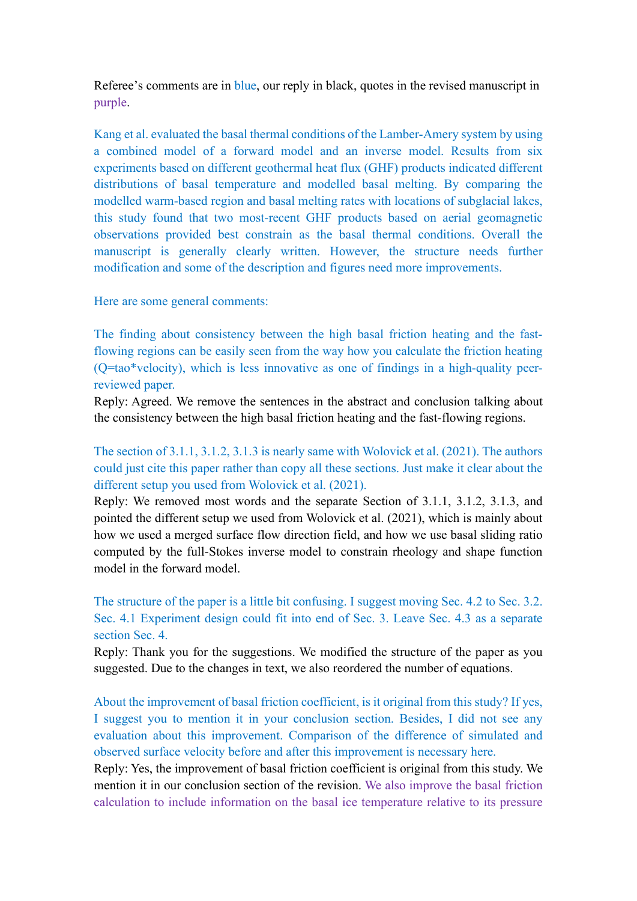Referee's comments are in blue, our reply in black, quotes in the revised manuscript in purple.

Kang et al. evaluated the basal thermal conditions of the Lamber-Amery system by using a combined model of a forward model and an inverse model. Results from six experiments based on different geothermal heat flux (GHF) products indicated different distributions of basal temperature and modelled basal melting. By comparing the modelled warm-based region and basal melting rates with locations of subglacial lakes, this study found that two most-recent GHF products based on aerial geomagnetic observations provided best constrain as the basal thermal conditions. Overall the manuscript is generally clearly written. However, the structure needs further modification and some of the description and figures need more improvements.

Here are some general comments:

The finding about consistency between the high basal friction heating and the fast-flowing regions can be easily seen from the way how you calculate the friction heating (Q=tao*velocity), which is less innovative as one of findings in a high-quality peer-reviewed paper.

Reply: Agreed. We remove the sentences in the abstract and conclusion talking about the consistency between the high basal friction heating and the fast-flowing regions.

The section of 3.1.1, 3.1.2, 3.1.3 is nearly same with Wolovick et al. (2021). The authors could just cite this paper rather than copy all these sections. Just make it clear about the different setup you used from Wolovick et al. (2021).

Reply: We removed most words and the separate Section of 3.1.1, 3.1.2, 3.1.3, and pointed the different setup we used from Wolovick et al. (2021), which is mainly about how we used a merged surface flow direction field, and how we use basal sliding ratio computed by the full-Stokes inverse model to constrain rheology and shape function model in the forward model.

The structure of the paper is a little bit confusing. I suggest moving Sec. 4.2 to Sec. 3.2. Sec. 4.1 Experiment design could fit into end of Sec. 3. Leave Sec. 4.3 as a separate section Sec. 4.

Reply: Thank you for the suggestions. We modified the structure of the paper as you suggested. Due to the changes in text, we also reordered the number of equations.

About the improvement of basal friction coefficient, is it original from this study? If yes, I suggest you to mention it in your conclusion section. Besides, I did not see any evaluation about this improvement. Comparison of the difference of simulated and observed surface velocity before and after this improvement is necessary here.

Reply: Yes, the improvement of basal friction coefficient is original from this study. We mention it in our conclusion section of the revision. We also improve the basal friction calculation to include information on the basal ice temperature relative to its pressure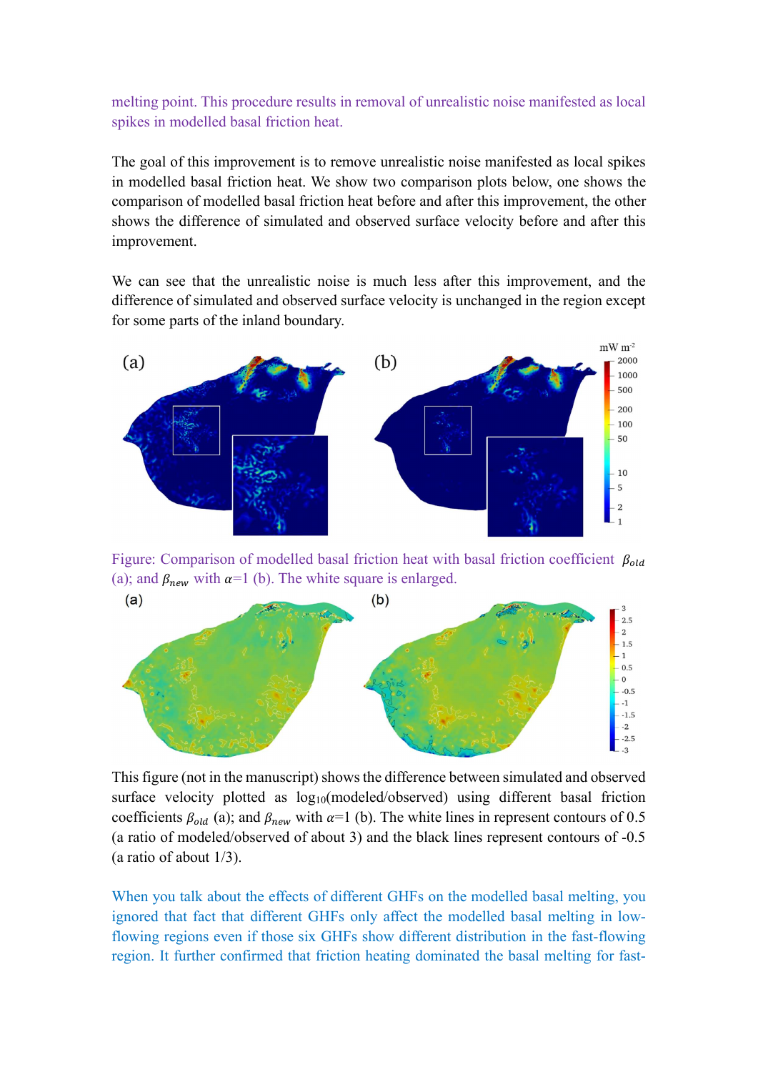melting point. This procedure results in removal of unrealistic noise manifested as local spikes in modelled basal friction heat.

The goal of this improvement is to remove unrealistic noise manifested as local spikes in modelled basal friction heat. We show two comparison plots below, one shows the comparison of modelled basal friction heat before and after this improvement, the other shows the difference of simulated and observed surface velocity before and after this improvement.

We can see that the unrealistic noise is much less after this improvement, and the difference of simulated and observed surface velocity is unchanged in the region except for some parts of the inland boundary.

Figure: Comparison of modelled basal friction heat with basal friction coefficient $\beta_{old}$ (a); and $\beta_{new}$ with $\alpha$=1 (b). The white square is enlarged.

This figure (not in the manuscript) shows the difference between simulated and observed surface velocity plotted as $\log_{10}$(modeled/observed) using different basal friction coefficients $\beta_{old}$ (a); and $\beta_{new}$ with $\alpha$=1 (b). The white lines in represent contours of 0.5 (a ratio of modeled/observed of about 3) and the black lines represent contours of -0.5 (a ratio of about 1/3).

When you talk about the effects of different GHFs on the modelled basal melting, you ignored that fact that different GHFs only affect the modelled basal melting in low-flowing regions even if those six GHFs show different distribution in the fast-flowing region. It further confirmed that friction heating dominated the basal melting for fast-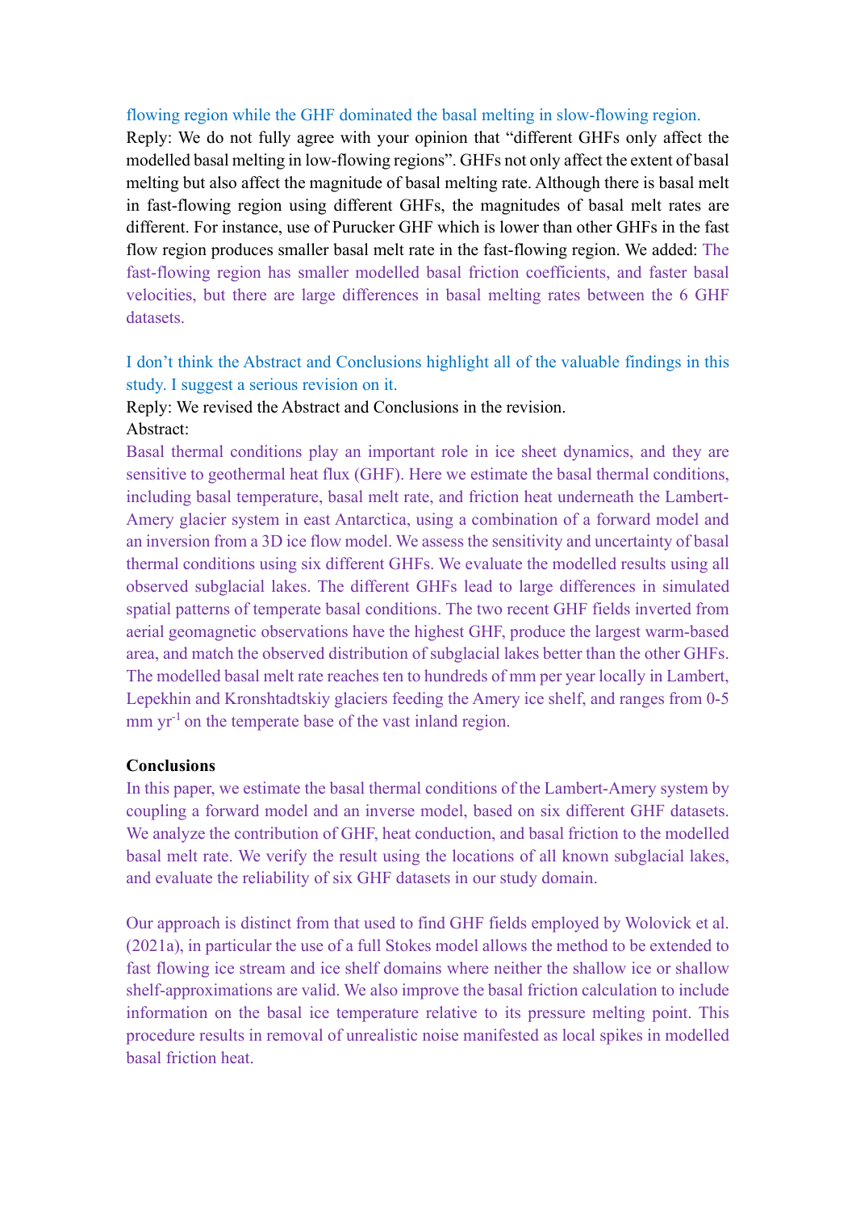flowing region while the GHF dominated the basal melting in slow-flowing region.

Reply: We do not fully agree with your opinion that "different GHFs only affect the modelled basal melting in low-flowing regions". GHFs not only affect the extent of basal melting but also affect the magnitude of basal melting rate. Although there is basal melt in fast-flowing region using different GHFs, the magnitudes of basal melt rates are different. For instance, use of Purucker GHF which is lower than other GHFs in the fast flow region produces smaller basal melt rate in the fast-flowing region. We added: The fast-flowing region has smaller modelled basal friction coefficients, and faster basal velocities, but there are large differences in basal melting rates between the 6 GHF datasets.

I don't think the Abstract and Conclusions highlight all of the valuable findings in this study. I suggest a serious revision on it.

Reply: We revised the Abstract and Conclusions in the revision.

Abstract:

Basal thermal conditions play an important role in ice sheet dynamics, and they are sensitive to geothermal heat flux (GHF). Here we estimate the basal thermal conditions, including basal temperature, basal melt rate, and friction heat underneath the Lambert-Amery glacier system in east Antarctica, using a combination of a forward model and an inversion from a 3D ice flow model. We assess the sensitivity and uncertainty of basal thermal conditions using six different GHFs. We evaluate the modelled results using all observed subglacial lakes. The different GHFs lead to large differences in simulated spatial patterns of temperate basal conditions. The two recent GHF fields inverted from aerial geomagnetic observations have the highest GHF, produce the largest warm-based area, and match the observed distribution of subglacial lakes better than the other GHFs. The modelled basal melt rate reaches ten to hundreds of mm per year locally in Lambert, Lepekhin and Kronshtadtskiy glaciers feeding the Amery ice shelf, and ranges from 0-5 mm $yr^{-1}$ on the temperate base of the vast inland region.

**Conclusions**

In this paper, we estimate the basal thermal conditions of the Lambert-Amery system by coupling a forward model and an inverse model, based on six different GHF datasets. We analyze the contribution of GHF, heat conduction, and basal friction to the modelled basal melt rate. We verify the result using the locations of all known subglacial lakes, and evaluate the reliability of six GHF datasets in our study domain.

Our approach is distinct from that used to find GHF fields employed by Wolovick et al. (2021a), in particular the use of a full Stokes model allows the method to be extended to fast flowing ice stream and ice shelf domains where neither the shallow ice or shallow shelf-approximations are valid. We also improve the basal friction calculation to include information on the basal ice temperature relative to its pressure melting point. This procedure results in removal of unrealistic noise manifested as local spikes in modelled basal friction heat.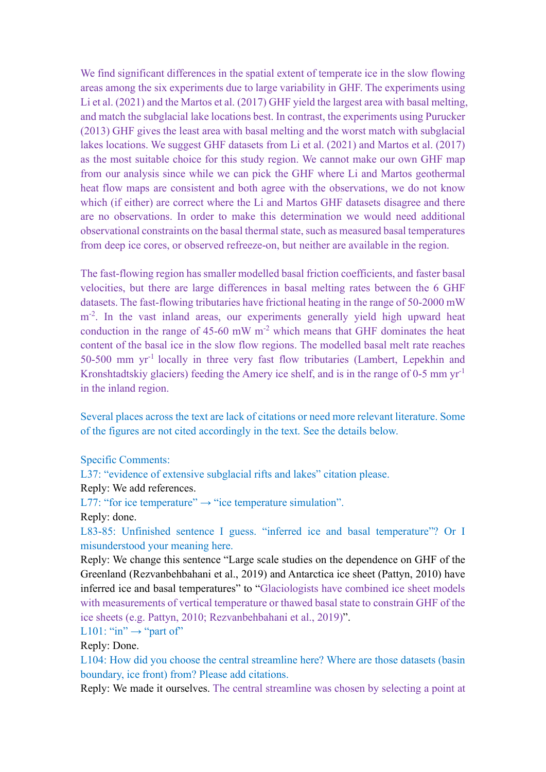We find significant differences in the spatial extent of temperate ice in the slow flowing areas among the six experiments due to large variability in GHF. The experiments using Li et al. (2021) and the Martos et al. (2017) GHF yield the largest area with basal melting, and match the subglacial lake locations best. In contrast, the experiments using Purucker (2013) GHF gives the least area with basal melting and the worst match with subglacial lakes locations. We suggest GHF datasets from Li et al. (2021) and Martos et al. (2017) as the most suitable choice for this study region. We cannot make our own GHF map from our analysis since while we can pick the GHF where Li and Martos geothermal heat flow maps are consistent and both agree with the observations, we do not know which (if either) are correct where the Li and Martos GHF datasets disagree and there are no observations. In order to make this determination we would need additional observational constraints on the basal thermal state, such as measured basal temperatures from deep ice cores, or observed refreeze-on, but neither are available in the region.

The fast-flowing region has smaller modelled basal friction coefficients, and faster basal velocities, but there are large differences in basal melting rates between the 6 GHF datasets. The fast-flowing tributaries have frictional heating in the range of 50-2000 mW m$^{-2}$. In the vast inland areas, our experiments generally yield high upward heat conduction in the range of 45-60 mW m$^{-2}$ which means that GHF dominates the heat content of the basal ice in the slow flow regions. The modelled basal melt rate reaches 50-500 mm yr$^{-1}$ locally in three very fast flow tributaries (Lambert, Lepekhin and Kronshtadtskiy glaciers) feeding the Amery ice shelf, and is in the range of 0-5 mm yr$^{-1}$ in the inland region.

Several places across the text are lack of citations or need more relevant literature. Some of the figures are not cited accordingly in the text. See the details below.

Specific Comments:

L37: "evidence of extensive subglacial rifts and lakes" citation please.

Reply: We add references.

L77: "for ice temperature" → "ice temperature simulation".

Reply: done.

L83-85: Unfinished sentence I guess. "inferred ice and basal temperature"? Or I misunderstood your meaning here.

Reply: We change this sentence "Large scale studies on the dependence on GHF of the Greenland (Rezvanbehbahani et al., 2019) and Antarctica ice sheet (Pattyn, 2010) have inferred ice and basal temperatures" to "Glaciologists have combined ice sheet models with measurements of vertical temperature or thawed basal state to constrain GHF of the ice sheets (e.g. Pattyn, 2010; Rezvanbehbahani et al., 2019)".

L101: "in" → "part of"

Reply: Done.

L104: How did you choose the central streamline here? Where are those datasets (basin boundary, ice front) from? Please add citations.

Reply: We made it ourselves. The central streamline was chosen by selecting a point at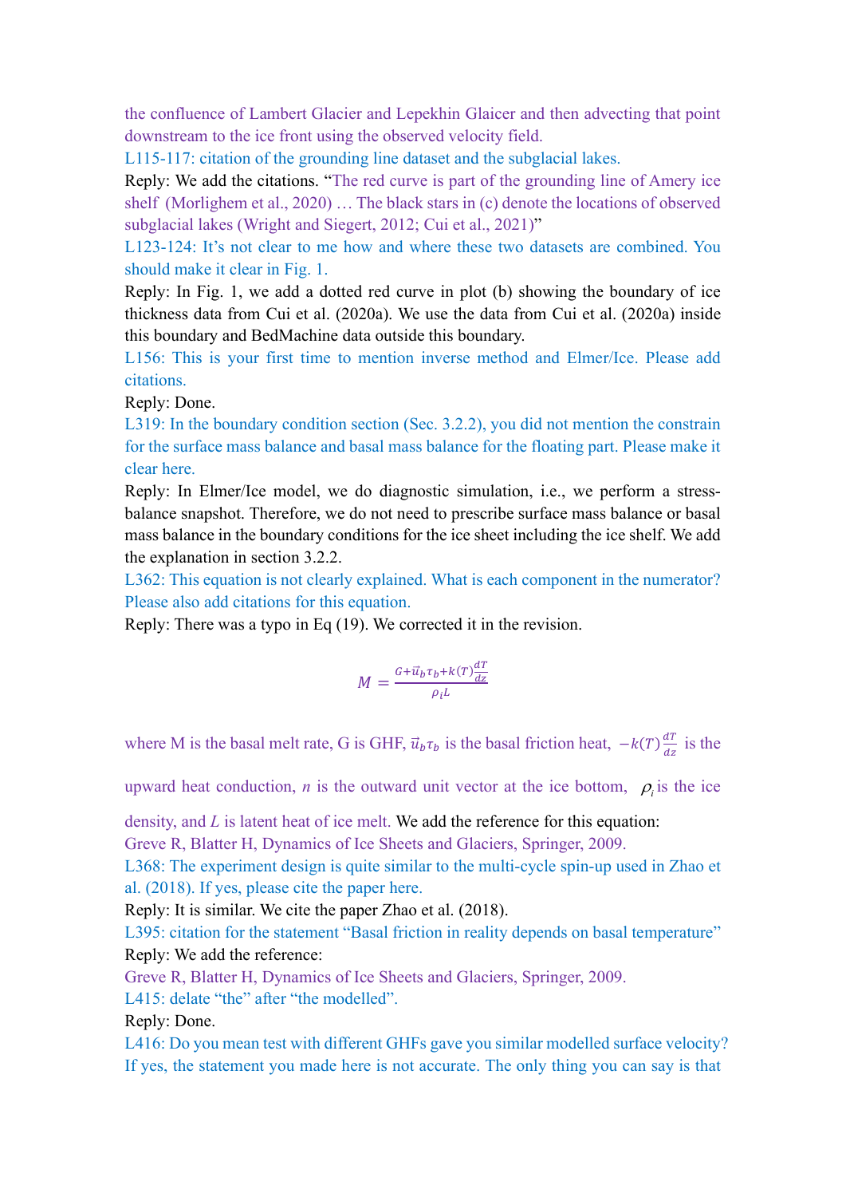the confluence of Lambert Glacier and Lepekhin Glaicer and then advecting that point downstream to the ice front using the observed velocity field.

L115-117: citation of the grounding line dataset and the subglacial lakes.

Reply: We add the citations. "The red curve is part of the grounding line of Amery ice shelf (Morlighem et al., 2020) … The black stars in (c) denote the locations of observed subglacial lakes (Wright and Siegert, 2012; Cui et al., 2021)"

L123-124: It's not clear to me how and where these two datasets are combined. You should make it clear in Fig. 1.

Reply: In Fig. 1, we add a dotted red curve in plot (b) showing the boundary of ice thickness data from Cui et al. (2020a). We use the data from Cui et al. (2020a) inside this boundary and BedMachine data outside this boundary.

L156: This is your first time to mention inverse method and Elmer/Ice. Please add citations.

Reply: Done.

L319: In the boundary condition section (Sec. 3.2.2), you did not mention the constrain for the surface mass balance and basal mass balance for the floating part. Please make it clear here.

Reply: In Elmer/Ice model, we do diagnostic simulation, i.e., we perform a stress-balance snapshot. Therefore, we do not need to prescribe surface mass balance or basal mass balance in the boundary conditions for the ice sheet including the ice shelf. We add the explanation in section 3.2.2.

L362: This equation is not clearly explained. What is each component in the numerator? Please also add citations for this equation.

Reply: There was a typo in Eq (19). We corrected it in the revision.

$$M = \frac{G + \vec{u}_b \tau_b + k(T)\frac{dT}{dz}}{\rho_i L}$$

where M is the basal melt rate, G is GHF, $\vec{u}_b \tau_b$ is the basal friction heat, $-k(T)\frac{dT}{dz}$ is the upward heat conduction, $n$ is the outward unit vector at the ice bottom, $\rho_i$ is the ice density, and $L$ is latent heat of ice melt. We add the reference for this equation: Greve R, Blatter H, Dynamics of Ice Sheets and Glaciers, Springer, 2009.

L368: The experiment design is quite similar to the multi-cycle spin-up used in Zhao et al. (2018). If yes, please cite the paper here.

Reply: It is similar. We cite the paper Zhao et al. (2018).

L395: citation for the statement "Basal friction in reality depends on basal temperature"

Reply: We add the reference:

Greve R, Blatter H, Dynamics of Ice Sheets and Glaciers, Springer, 2009.

L415: delate "the" after "the modelled".

Reply: Done.

L416: Do you mean test with different GHFs gave you similar modelled surface velocity? If yes, the statement you made here is not accurate. The only thing you can say is that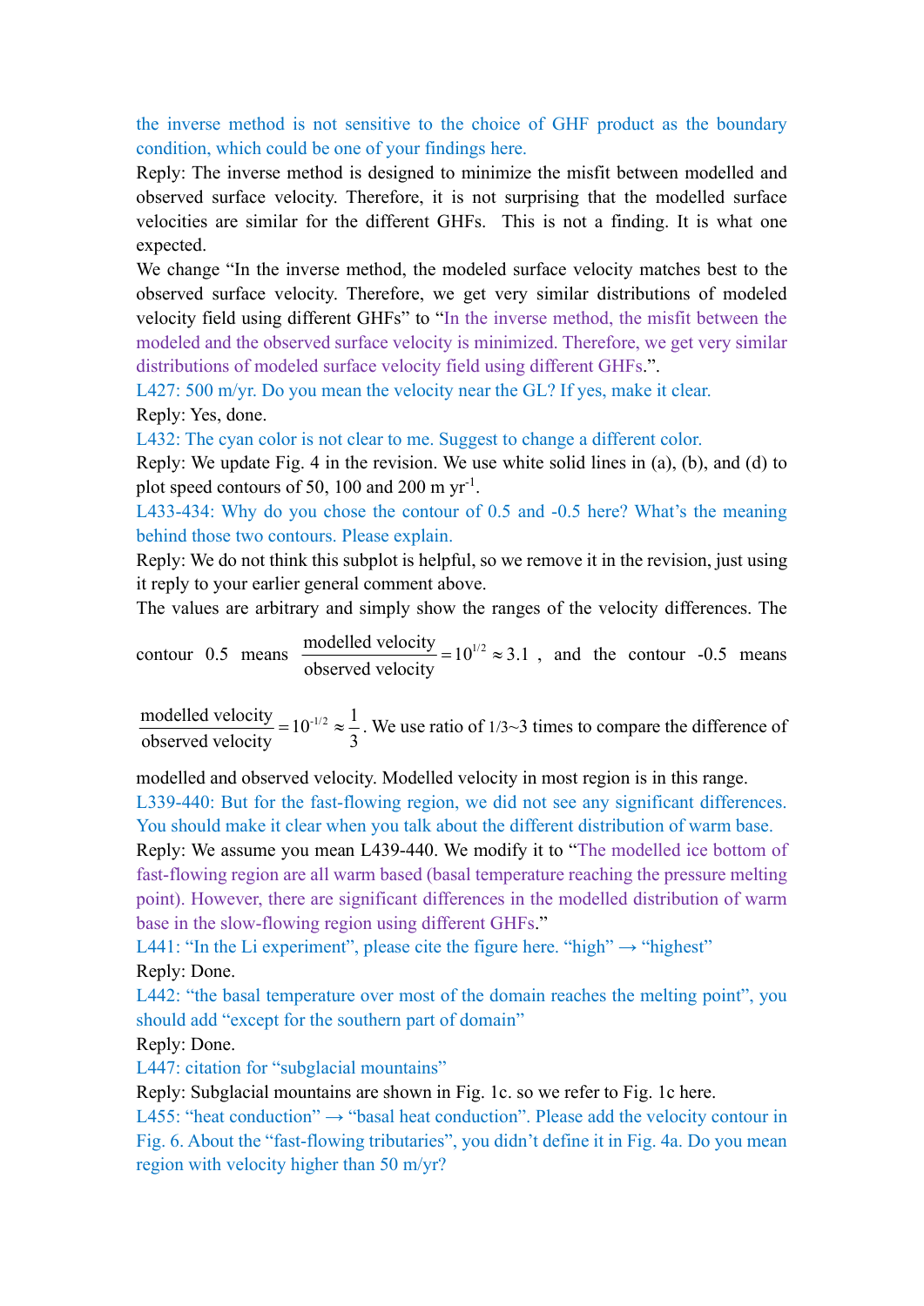the inverse method is not sensitive to the choice of GHF product as the boundary condition, which could be one of your findings here.

Reply: The inverse method is designed to minimize the misfit between modelled and observed surface velocity. Therefore, it is not surprising that the modelled surface velocities are similar for the different GHFs. This is not a finding. It is what one expected.

We change "In the inverse method, the modeled surface velocity matches best to the observed surface velocity. Therefore, we get very similar distributions of modeled velocity field using different GHFs" to "In the inverse method, the misfit between the modeled and the observed surface velocity is minimized. Therefore, we get very similar distributions of modeled surface velocity field using different GHFs.".

L427: 500 m/yr. Do you mean the velocity near the GL? If yes, make it clear.

Reply: Yes, done.

L432: The cyan color is not clear to me. Suggest to change a different color.

Reply: We update Fig. 4 in the revision. We use white solid lines in (a), (b), and (d) to plot speed contours of 50, 100 and 200 m $yr^{-1}$.

L433-434: Why do you chose the contour of 0.5 and -0.5 here? What's the meaning behind those two contours. Please explain.

Reply: We do not think this subplot is helpful, so we remove it in the revision, just using it reply to your earlier general comment above.

The values are arbitrary and simply show the ranges of the velocity differences. The contour 0.5 means $\frac{\text{modelled velocity}}{\text{observed velocity}} = 10^{1/2} \approx 3.1$, and the contour -0.5 means $\frac{\text{modelled velocity}}{\text{observed velocity}} = 10^{-1/2} \approx \frac{1}{3}$. We use ratio of 1/3~3 times to compare the difference of modelled and observed velocity. Modelled velocity in most region is in this range.

L339-440: But for the fast-flowing region, we did not see any significant differences. You should make it clear when you talk about the different distribution of warm base.

Reply: We assume you mean L439-440. We modify it to "The modelled ice bottom of fast-flowing region are all warm based (basal temperature reaching the pressure melting point). However, there are significant differences in the modelled distribution of warm base in the slow-flowing region using different GHFs."

L441: "In the Li experiment", please cite the figure here. "high" → "highest"

Reply: Done.

L442: "the basal temperature over most of the domain reaches the melting point", you should add "except for the southern part of domain"

Reply: Done.

L447: citation for "subglacial mountains"

Reply: Subglacial mountains are shown in Fig. 1c. so we refer to Fig. 1c here.

L455: "heat conduction" → "basal heat conduction". Please add the velocity contour in Fig. 6. About the "fast-flowing tributaries", you didn't define it in Fig. 4a. Do you mean region with velocity higher than 50 m/yr?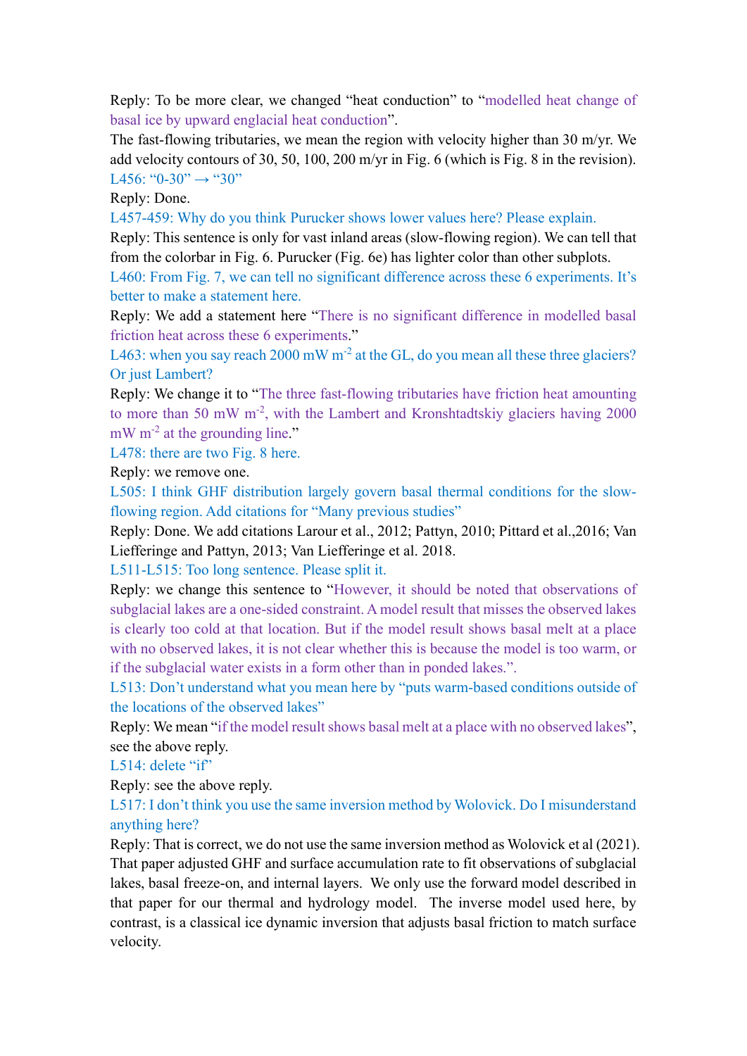Reply: To be more clear, we changed "heat conduction" to "modelled heat change of basal ice by upward englacial heat conduction".

The fast-flowing tributaries, we mean the region with velocity higher than 30 m/yr. We add velocity contours of 30, 50, 100, 200 m/yr in Fig. 6 (which is Fig. 8 in the revision).

L456: "0-30" → "30"

Reply: Done.

L457-459: Why do you think Purucker shows lower values here? Please explain.

Reply: This sentence is only for vast inland areas (slow-flowing region). We can tell that from the colorbar in Fig. 6. Purucker (Fig. 6e) has lighter color than other subplots.

L460: From Fig. 7, we can tell no significant difference across these 6 experiments. It's better to make a statement here.

Reply: We add a statement here "There is no significant difference in modelled basal friction heat across these 6 experiments."

L463: when you say reach 2000 mW $m^{-2}$ at the GL, do you mean all these three glaciers? Or just Lambert?

Reply: We change it to "The three fast-flowing tributaries have friction heat amounting to more than 50 mW $m^{-2}$, with the Lambert and Kronshtadtskiy glaciers having 2000 mW $m^{-2}$ at the grounding line."

L478: there are two Fig. 8 here.

Reply: we remove one.

L505: I think GHF distribution largely govern basal thermal conditions for the slow-flowing region. Add citations for "Many previous studies"

Reply: Done. We add citations Larour et al., 2012; Pattyn, 2010; Pittard et al.,2016; Van Liefferinge and Pattyn, 2013; Van Liefferinge et al. 2018.

L511-L515: Too long sentence. Please split it.

Reply: we change this sentence to "However, it should be noted that observations of subglacial lakes are a one-sided constraint. A model result that misses the observed lakes is clearly too cold at that location. But if the model result shows basal melt at a place with no observed lakes, it is not clear whether this is because the model is too warm, or if the subglacial water exists in a form other than in ponded lakes.".

L513: Don't understand what you mean here by "puts warm-based conditions outside of the locations of the observed lakes"

Reply: We mean "if the model result shows basal melt at a place with no observed lakes", see the above reply.

L514: delete "if"

Reply: see the above reply.

L517: I don't think you use the same inversion method by Wolovick. Do I misunderstand anything here?

Reply: That is correct, we do not use the same inversion method as Wolovick et al (2021). That paper adjusted GHF and surface accumulation rate to fit observations of subglacial lakes, basal freeze-on, and internal layers. We only use the forward model described in that paper for our thermal and hydrology model. The inverse model used here, by contrast, is a classical ice dynamic inversion that adjusts basal friction to match surface velocity.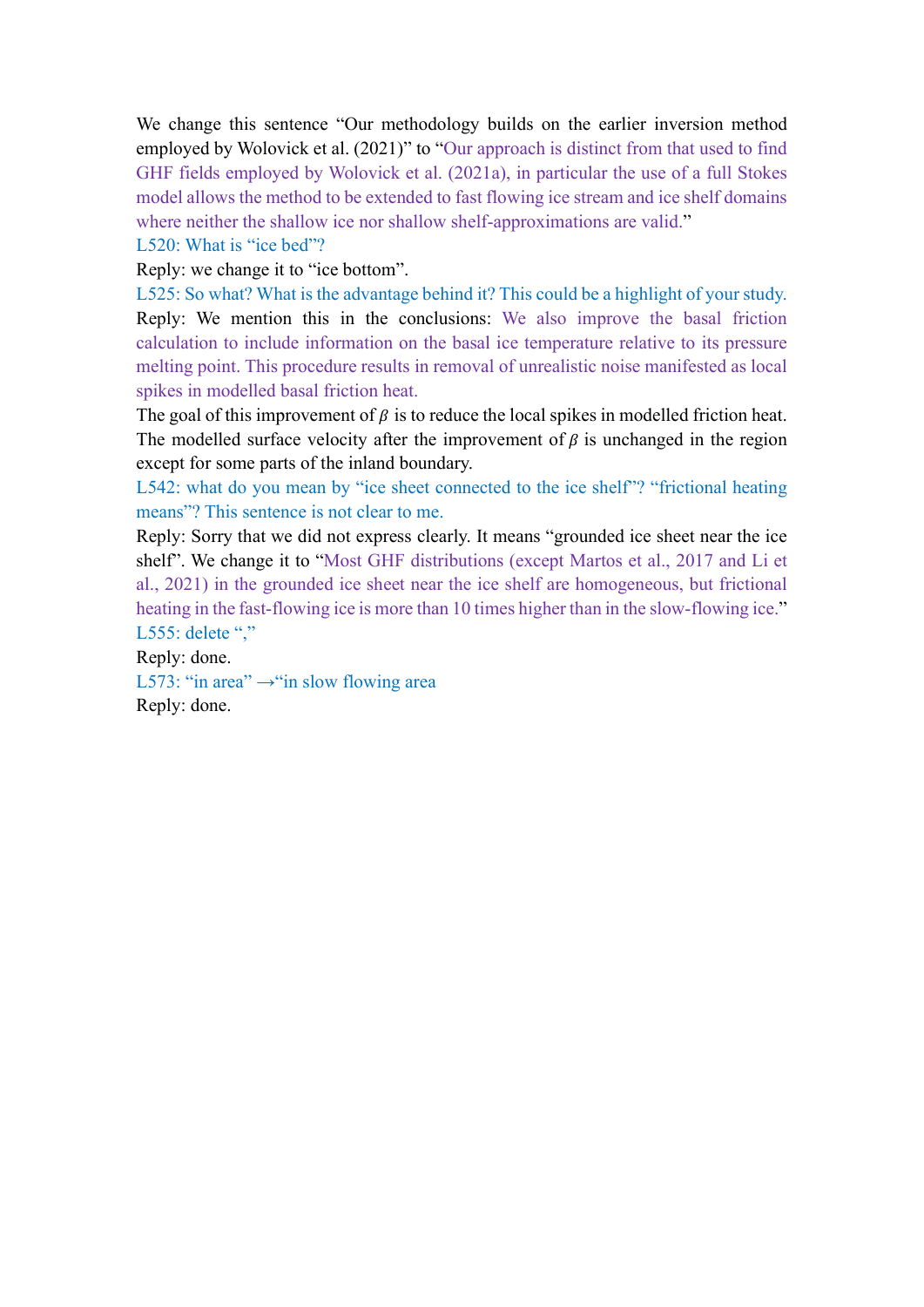We change this sentence “Our methodology builds on the earlier inversion method employed by Wolovick et al. (2021)” to “Our approach is distinct from that used to find GHF fields employed by Wolovick et al. (2021a), in particular the use of a full Stokes model allows the method to be extended to fast flowing ice stream and ice shelf domains where neither the shallow ice nor shallow shelf-approximations are valid.”

L520: What is “ice bed”?

Reply: we change it to “ice bottom”.

L525: So what? What is the advantage behind it? This could be a highlight of your study.

Reply: We mention this in the conclusions: We also improve the basal friction calculation to include information on the basal ice temperature relative to its pressure melting point. This procedure results in removal of unrealistic noise manifested as local spikes in modelled basal friction heat.

The goal of this improvement of $\beta$ is to reduce the local spikes in modelled friction heat. The modelled surface velocity after the improvement of $\beta$ is unchanged in the region except for some parts of the inland boundary.

L542: what do you mean by “ice sheet connected to the ice shelf”? “frictional heating means”? This sentence is not clear to me.

Reply: Sorry that we did not express clearly. It means “grounded ice sheet near the ice shelf”. We change it to “Most GHF distributions (except Martos et al., 2017 and Li et al., 2021) in the grounded ice sheet near the ice shelf are homogeneous, but frictional heating in the fast-flowing ice is more than 10 times higher than in the slow-flowing ice.”

L555: delete “,”

Reply: done.

L573: “in area” →“in slow flowing area

Reply: done.